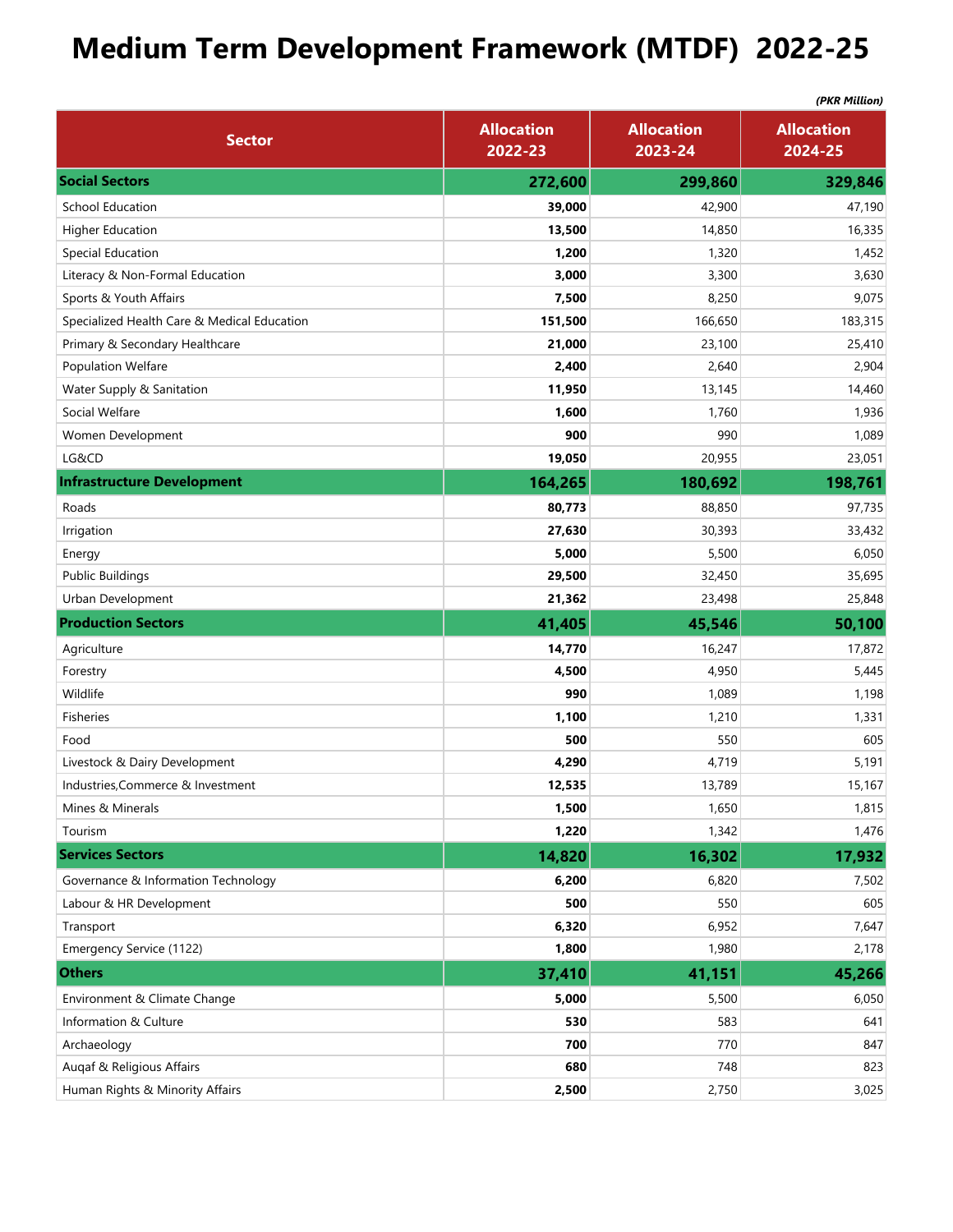# Medium Term Development Framework (MTDF) 2022-25

*(PKR Million)*

| Sector | Allocation 2022-23 | Allocation 2023-24 | Allocation 2024-25 |
|---|---|---|---|
| **Social Sectors** | **272,600** | **299,860** | **329,846** |
| School Education | **39,000** | 42,900 | 47,190 |
| Higher Education | **13,500** | 14,850 | 16,335 |
| Special Education | **1,200** | 1,320 | 1,452 |
| Literacy & Non-Formal Education | **3,000** | 3,300 | 3,630 |
| Sports & Youth Affairs | **7,500** | 8,250 | 9,075 |
| Specialized Health Care & Medical Education | **151,500** | 166,650 | 183,315 |
| Primary & Secondary Healthcare | **21,000** | 23,100 | 25,410 |
| Population Welfare | **2,400** | 2,640 | 2,904 |
| Water Supply & Sanitation | **11,950** | 13,145 | 14,460 |
| Social Welfare | **1,600** | 1,760 | 1,936 |
| Women Development | **900** | 990 | 1,089 |
| LG&CD | **19,050** | 20,955 | 23,051 |
| **Infrastructure Development** | **164,265** | **180,692** | **198,761** |
| Roads | **80,773** | 88,850 | 97,735 |
| Irrigation | **27,630** | 30,393 | 33,432 |
| Energy | **5,000** | 5,500 | 6,050 |
| Public Buildings | **29,500** | 32,450 | 35,695 |
| Urban Development | **21,362** | 23,498 | 25,848 |
| **Production Sectors** | **41,405** | **45,546** | **50,100** |
| Agriculture | **14,770** | 16,247 | 17,872 |
| Forestry | **4,500** | 4,950 | 5,445 |
| Wildlife | **990** | 1,089 | 1,198 |
| Fisheries | **1,100** | 1,210 | 1,331 |
| Food | **500** | 550 | 605 |
| Livestock & Dairy Development | **4,290** | 4,719 | 5,191 |
| Industries,Commerce & Investment | **12,535** | 13,789 | 15,167 |
| Mines & Minerals | **1,500** | 1,650 | 1,815 |
| Tourism | **1,220** | 1,342 | 1,476 |
| **Services Sectors** | **14,820** | **16,302** | **17,932** |
| Governance & Information Technology | **6,200** | 6,820 | 7,502 |
| Labour & HR Development | **500** | 550 | 605 |
| Transport | **6,320** | 6,952 | 7,647 |
| Emergency Service (1122) | **1,800** | 1,980 | 2,178 |
| **Others** | **37,410** | **41,151** | **45,266** |
| Environment & Climate Change | **5,000** | 5,500 | 6,050 |
| Information & Culture | **530** | 583 | 641 |
| Archaeology | **700** | 770 | 847 |
| Auqaf & Religious Affairs | **680** | 748 | 823 |
| Human Rights & Minority Affairs | **2,500** | 2,750 | 3,025 |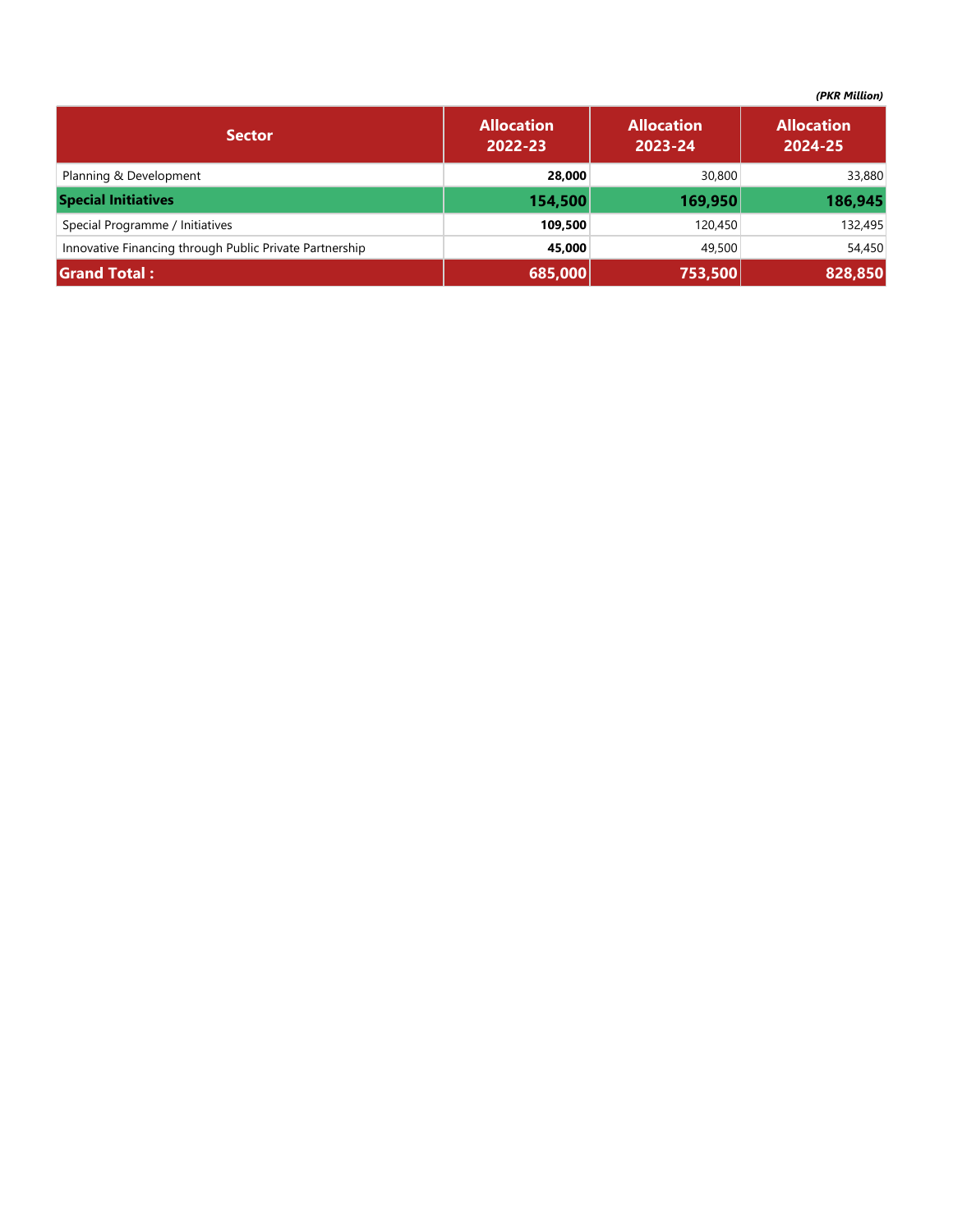*(PKR Million)*

| Sector | Allocation 2022-23 | Allocation 2023-24 | Allocation 2024-25 |
|---|---|---|---|
| Planning & Development | **28,000** | 30,800 | 33,880 |
| **Special Initiatives** | **154,500** | **169,950** | **186,945** |
| Special Programme / Initiatives | **109,500** | 120,450 | 132,495 |
| Innovative Financing through Public Private Partnership | **45,000** | 49,500 | 54,450 |
| **Grand Total :** | **685,000** | **753,500** | **828,850** |